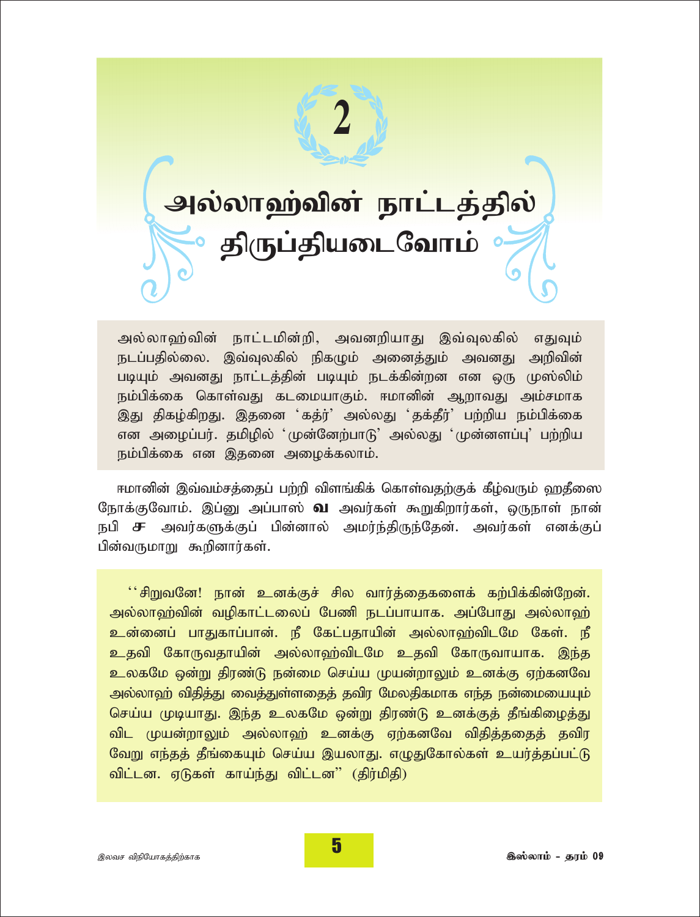# 2

# அல்லாஹ்வின் நாட்டத்தில் திருப்தியடைவோம்

அல்லாஹ்வின் நாட்டமின்றி, அவனறியாது இவ்வுலகில் எதுவும் நடப்பதில்லை. இவ்வுலகில் நிகழும் அனைத்தும் அவனது அறிவின் படியும் அவனது நாட்டத்தின் படியும் நடக்கின்றன என ஒரு முஸ்லிம் நம்பிக்கை கொள்வது கடமையாகும். ஈமானின் ஆறாவது அம்சமாக இது திகழ்கிறது. இதனை 'கத்ர்' அல்லது 'தக்தீர்' பற்றிய நம்பிக்கை என அழைப்பர். தமிழில் 'முன்னேற்பாடு' அல்லது 'முன்னளப்பு' பற்றிய நம்பிக்கை என இதனை அழைக்கலாம்.

ஈமானின் இவ்வம்சத்தைப் பற்றி விளங்கிக் கொள்வதற்குக் கீழ்வரும் ஹதீஸை நோக்குவோம். இப்னு அப்பாஸ் **வ** அவர்கள் கூறுகிறார்கள், ஒருநாள் நான் நபி **ஸ** அவர்களுக்குப் பின்னால் அமர்ந்திருந்தேன். அவர்கள் எனக்குப் பின்வருமாறு கூறினார்கள்.

''சிறுவனே! நான் உனக்குச் சில வார்த்தைகளைக் கற்பிக்கின்றேன். அல்லாஹ்வின் வழிகாட்டலைப் பேணி நடப்பாயாக. அப்போது அல்லாஹ் உன்னைப் பாதுகாப்பான். நீ கேட்பதாயின் அல்லாஹ்விடமே கேள். நீ உதவி கோருவதாயின் அல்லாஹ்விடமே உதவி கோருவாயாக. இந்த உலகமே ஒன்று திரண்டு நன்மை செய்ய முயன்றாலும் உனக்கு ஏற்கனவே அல்லாஹ் விதித்து வைத்துள்ளதைத் தவிர மேலதிகமாக எந்த நன்மையையும் செய்ய முடியாது. இந்த உலகமே ஒன்று திரண்டு உனக்குத் தீங்கிழைத்து விட முயன்றாலும் அல்லாஹ் உனக்கு ஏற்கனவே விதித்ததைத் தவிர வேறு எந்தத் தீங்கையும் செய்ய இயலாது. எழுதுகோல்கள் உயர்த்தப்பட்டு விட்டன. ஏடுகள் காய்ந்து விட்டன'' (திர்மிதி)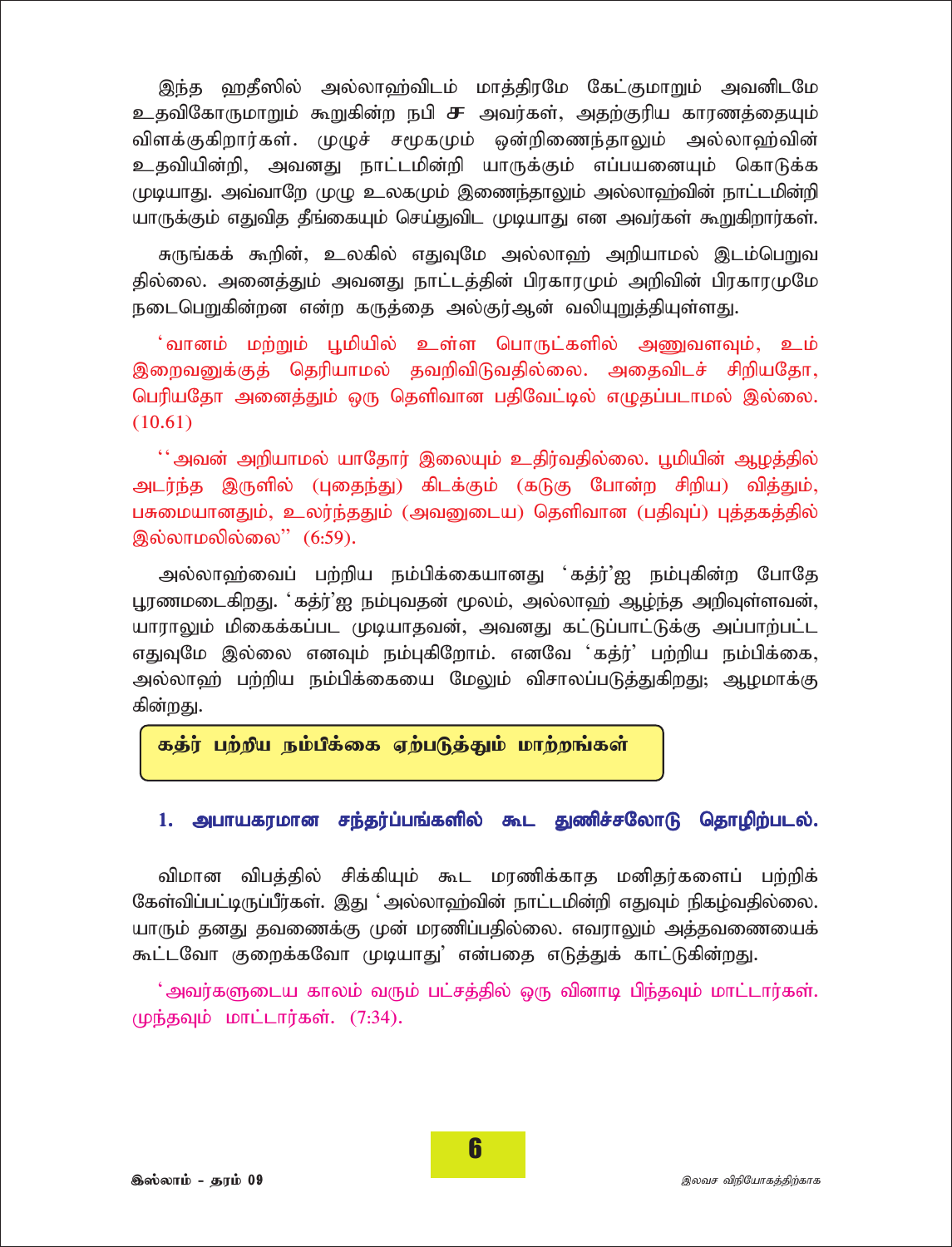இந்த ஹதீஸில் அல்லாஹ்விடம் மாத்திரமே கேட்குமாறும் அவனிடமே உதவிகோருமாறும் கூறுகின்ற நபி ﷺ அவர்கள், அதற்குரிய காரணத்தையும் விளக்குகிறார்கள். முழுச் சமூகமும் ஒன்றிணைந்தாலும் அல்லாஹ்வின் உதவியின்றி, அவனது நாட்டமின்றி யாருக்கும் எப்பயனையும் கொடுக்க முடியாது. அவ்வாறே முழு உலகமும் இணைந்தாலும் அல்லாஹ்வின் நாட்டமின்றி யாருக்கும் எதுவித தீங்கையும் செய்துவிட முடியாது என அவர்கள் கூறுகிறார்கள்.

சுருங்கக் கூறின், உலகில் எதுவுமே அல்லாஹ் அறியாமல் இடம்பெறுவதில்லை. அனைத்தும் அவனது நாட்டத்தின் பிரகாரமும் அறிவின் பிரகாரமுமே நடைபெறுகின்றன என்ற கருத்தை அல்குர்ஆன் வலியுறுத்தியுள்ளது.

'வானம் மற்றும் பூமியில் உள்ள பொருட்களில் அணுவளவும், உம் இறைவனுக்குத் தெரியாமல் தவறிவிடுவதில்லை. அதைவிடச் சிறியதோ, பெரியதோ அனைத்தும் ஒரு தெளிவான பதிவேட்டில் எழுதப்படாமல் இல்லை. (10.61)

''அவன் அறியாமல் யாதோர் இலையும் உதிர்வதில்லை. பூமியின் ஆழத்தில் அடர்ந்த இருளில் (புதைந்து) கிடக்கும் (கடுகு போன்ற சிறிய) வித்தும், பசுமையானதும், உலர்ந்ததும் (அவனுடைய) தெளிவான (பதிவுப்) புத்தகத்தில் இல்லாமலில்லை'' (6:59).

அல்லாஹ்வைப் பற்றிய நம்பிக்கையானது 'கத்ர்'ஐ நம்புகின்ற போதே பூரணமடைகிறது. 'கத்ர்'ஐ நம்புவதன் மூலம், அல்லாஹ் ஆழ்ந்த அறிவுள்ளவன், யாராலும் மிகைக்கப்பட முடியாதவன், அவனது கட்டுப்பாட்டுக்கு அப்பாற்பட்ட எதுவுமே இல்லை எனவும் நம்புகிறோம். எனவே 'கத்ர்' பற்றிய நம்பிக்கை, அல்லாஹ் பற்றிய நம்பிக்கையை மேலும் விசாலப்படுத்துகிறது; ஆழமாக்குகின்றது.

## கத்ர் பற்றிய நம்பிக்கை ஏற்படுத்தும் மாற்றங்கள்

### 1. அபாயகரமான சந்தர்ப்பங்களில் கூட துணிச்சலோடு தொழிற்படல்.

விமான விபத்தில் சிக்கியும் கூட மரணிக்காத மனிதர்களைப் பற்றிக் கேள்விப்பட்டிருப்பீர்கள். இது 'அல்லாஹ்வின் நாட்டமின்றி எதுவும் நிகழ்வதில்லை. யாரும் தனது தவணைக்கு முன் மரணிப்பதில்லை. எவராலும் அத்தவணையைக் கூட்டவோ குறைக்கவோ முடியாது' என்பதை எடுத்துக் காட்டுகின்றது.

'அவர்களுடைய காலம் வரும் பட்சத்தில் ஒரு வினாடி பிந்தவும் மாட்டார்கள். முந்தவும் மாட்டார்கள். (7:34).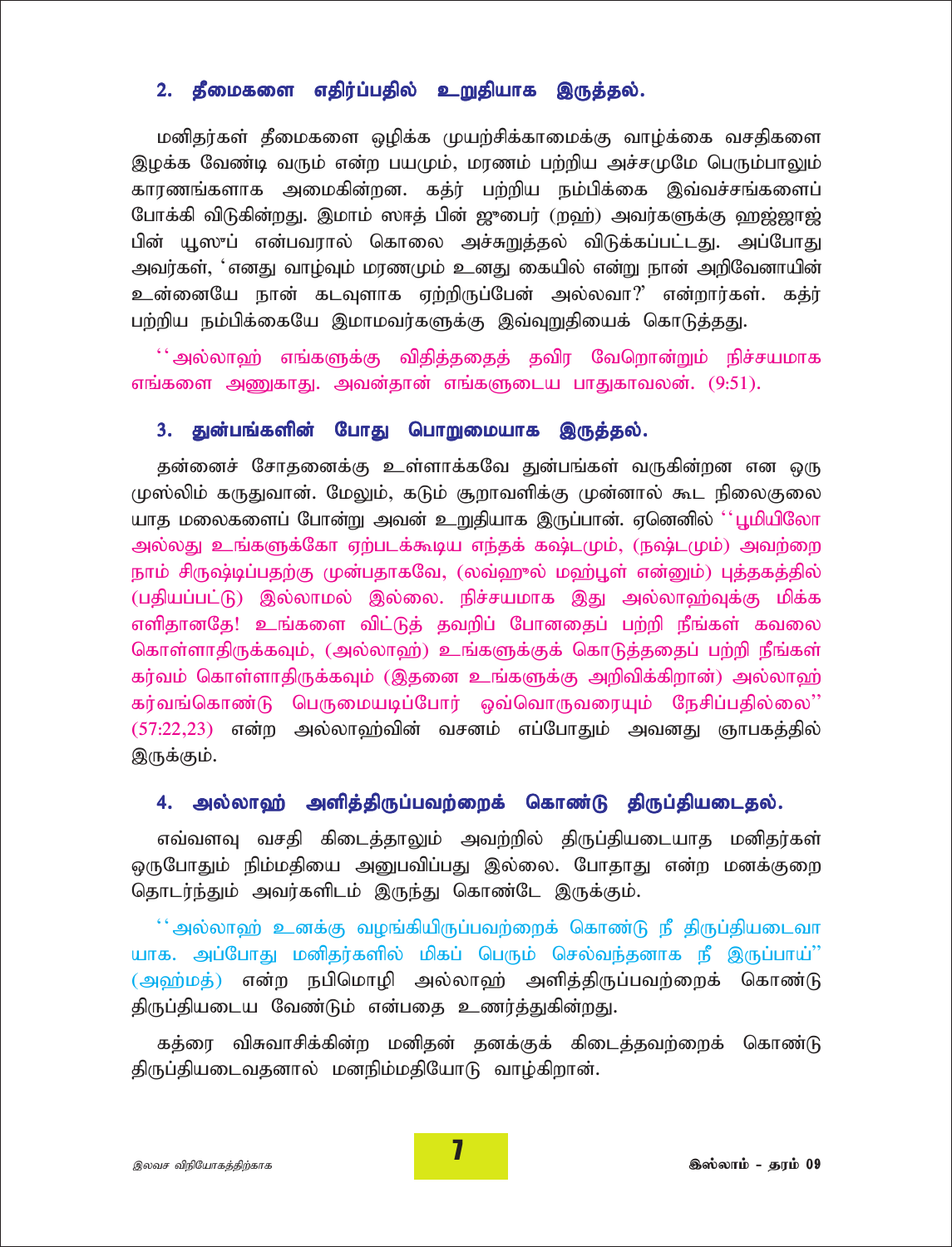### 2. தீமைகளை எதிர்ப்பதில் உறுதியாக இருத்தல்.

மனிதர்கள் தீமைகளை ஒழிக்க முயற்சிக்காமைக்கு வாழ்க்கை வசதிகளை இழக்க வேண்டி வரும் என்ற பயமும், மரணம் பற்றிய அச்சமுமே பெரும்பாலும் காரணங்களாக அமைகின்றன. கத்ர் பற்றிய நம்பிக்கை இவ்வச்சங்களைப் போக்கி விடுகின்றது. இமாம் ஸஈத் பின் ஜுபைர் (றஹ்) அவர்களுக்கு ஹஜ்ஜாஜ் பின் யூஸுப் என்பவரால் கொலை அச்சுறுத்தல் விடுக்கப்பட்டது. அப்போது அவர்கள், 'எனது வாழ்வும் மரணமும் உனது கையில் என்று நான் அறிவேனாயின் உன்னையே நான் கடவுளாக ஏற்றிருப்பேன் அல்லவா?' என்றார்கள். கத்ர் பற்றிய நம்பிக்கையே இமாமவர்களுக்கு இவ்வுறுதியைக் கொடுத்தது.

''அல்லாஹ் எங்களுக்கு விதித்ததைத் தவிர வேறொன்றும் நிச்சயமாக எங்களை அணுகாது. அவன்தான் எங்களுடைய பாதுகாவலன். (9:51).

### 3. துன்பங்களின் போது பொறுமையாக இருத்தல்.

தன்னைச் சோதனைக்கு உள்ளாக்கவே துன்பங்கள் வருகின்றன என ஒரு முஸ்லிம் கருதுவான். மேலும், கடும் சூறாவளிக்கு முன்னால் கூட நிலைகுலையாத மலைகளைப் போன்று அவன் உறுதியாக இருப்பான். ஏனெனில் ''பூமியிலோ அல்லது உங்களுக்கோ ஏற்படக்கூடிய எந்தக் கஷ்டமும், (நஷ்டமும்) அவற்றை நாம் சிருஷ்டிப்பதற்கு முன்பதாகவே, (லவ்ஹுல் மஹ்பூள் என்னும்) புத்தகத்தில் (பதியப்பட்டு) இல்லாமல் இல்லை. நிச்சயமாக இது அல்லாஹ்வுக்கு மிக்க எளிதானதே! உங்களை விட்டுத் தவறிப் போனதைப் பற்றி நீங்கள் கவலை கொள்ளாதிருக்கவும், (அல்லாஹ்) உங்களுக்குக் கொடுத்ததைப் பற்றி நீங்கள் கர்வம் கொள்ளாதிருக்கவும் (இதனை உங்களுக்கு அறிவிக்கிறான்) அல்லாஹ் கர்வங்கொண்டு பெருமையடிப்போர் ஒவ்வொருவரையும் நேசிப்பதில்லை'' (57:22,23) என்ற அல்லாஹ்வின் வசனம் எப்போதும் அவனது ஞாபகத்தில் இருக்கும்.

### 4. அல்லாஹ் அளித்திருப்பவற்றைக் கொண்டு திருப்தியடைதல்.

எவ்வளவு வசதி கிடைத்தாலும் அவற்றில் திருப்தியடையாத மனிதர்கள் ஒருபோதும் நிம்மதியை அனுபவிப்பது இல்லை. போதாது என்ற மனக்குறை தொடர்ந்தும் அவர்களிடம் இருந்து கொண்டே இருக்கும்.

''அல்லாஹ் உனக்கு வழங்கியிருப்பவற்றைக் கொண்டு நீ திருப்தியடைவாயாக. அப்போது மனிதர்களில் மிகப் பெரும் செல்வந்தனாக நீ இருப்பாய்'' (அஹ்மத்) என்ற நபிமொழி அல்லாஹ் அளித்திருப்பவற்றைக் கொண்டு திருப்தியடைய வேண்டும் என்பதை உணர்த்துகின்றது.

கத்ரை விசுவாசிக்கின்ற மனிதன் தனக்குக் கிடைத்தவற்றைக் கொண்டு திருப்தியடைவதனால் மனநிம்மதியோடு வாழ்கிறான்.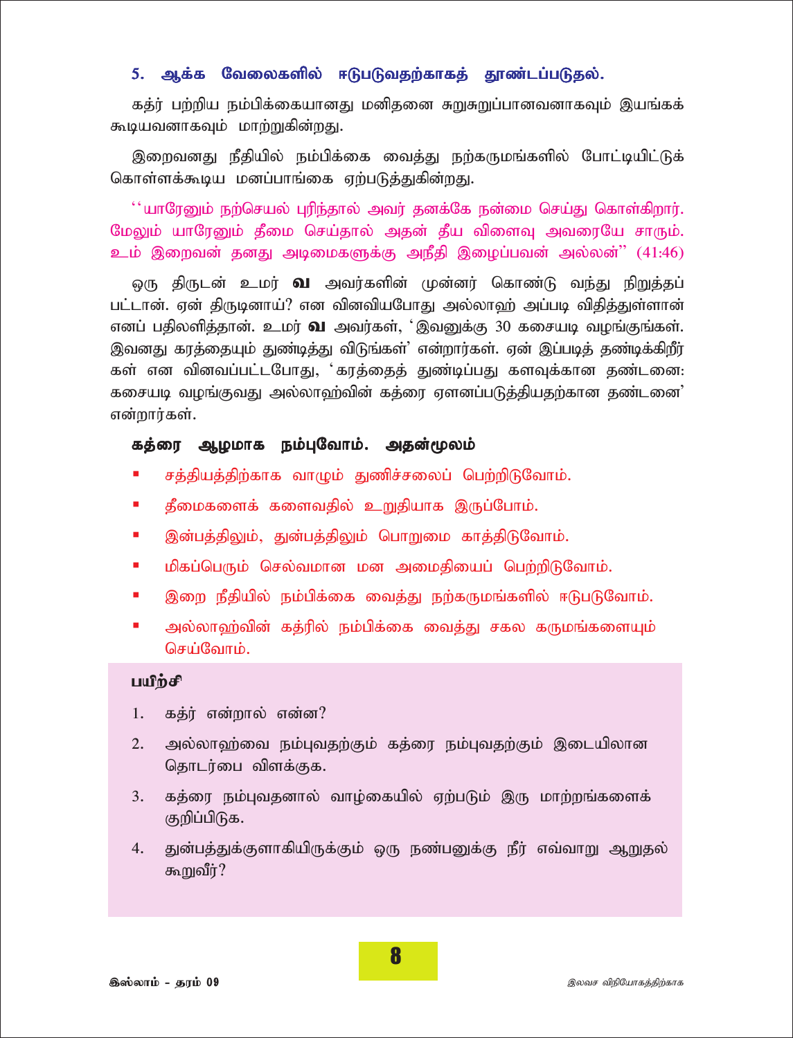### 5. ஆக்க வேலைகளில் ஈடுபடுவதற்காகத் தூண்டப்படுதல்.

கத்ர் பற்றிய நம்பிக்கையானது மனிதனை சுறுசுறுப்பானவனாகவும் இயங்கக் கூடியவனாகவும் மாற்றுகின்றது.

இறைவனது நீதியில் நம்பிக்கை வைத்து நற்கருமங்களில் போட்டியிட்டுக் கொள்ளக்கூடிய மனப்பாங்கை ஏற்படுத்துகின்றது.

''யாரேனும் நற்செயல் புரிந்தால் அவர் தனக்கே நன்மை செய்து கொள்கிறார். மேலும் யாரேனும் தீமை செய்தால் அதன் தீய விளைவு அவரையே சாரும். உம் இறைவன் தனது அடிமைகளுக்கு அநீதி இழைப்பவன் அல்லன்'' (41:46)

ஒரு திருடன் உமர் **வ** அவர்களின் முன்னர் கொண்டு வந்து நிறுத்தப் பட்டான். ஏன் திருடினாய்? என வினவியபோது அல்லாஹ் அப்படி விதித்துள்ளான் எனப் பதிலளித்தான். உமர் **வ** அவர்கள், 'இவனுக்கு 30 கசையடி வழங்குங்கள். இவனது கரத்தையும் துண்டித்து விடுங்கள்' என்றார்கள். ஏன் இப்படித் தண்டிக்கிறீர் கள் என வினவப்பட்டபோது, 'கரத்தைத் துண்டிப்பது களவுக்கான தண்டனை: கசையடி வழங்குவது அல்லாஹ்வின் கத்ரை ஏளனப்படுத்தியதற்கான தண்டனை' என்றார்கள்.

**கத்ரை ஆழமாக நம்புவோம். அதன்மூலம்**

- சத்தியத்திற்காக வாழும் துணிச்சலைப் பெற்றிடுவோம்.
- தீமைகளைக் களைவதில் உறுதியாக இருப்போம்.
- இன்பத்திலும், துன்பத்திலும் பொறுமை காத்திடுவோம்.
- மிகப்பெரும் செல்வமான மன அமைதியைப் பெற்றிடுவோம்.
- இறை நீதியில் நம்பிக்கை வைத்து நற்கருமங்களில் ஈடுபடுவோம்.
- அல்லாஹ்வின் கத்ரில் நம்பிக்கை வைத்து சகல கருமங்களையும் செய்வோம்.

**பயிற்சி**

1. கத்ர் என்றால் என்ன?
2. அல்லாஹ்வை நம்புவதற்கும் கத்ரை நம்புவதற்கும் இடையிலான தொடர்பை விளக்குக.
3. கத்ரை நம்புவதனால் வாழ்கையில் ஏற்படும் இரு மாற்றங்களைக் குறிப்பிடுக.
4. துன்பத்துக்குளாகியிருக்கும் ஒரு நண்பனுக்கு நீர் எவ்வாறு ஆறுதல் கூறுவீர்?